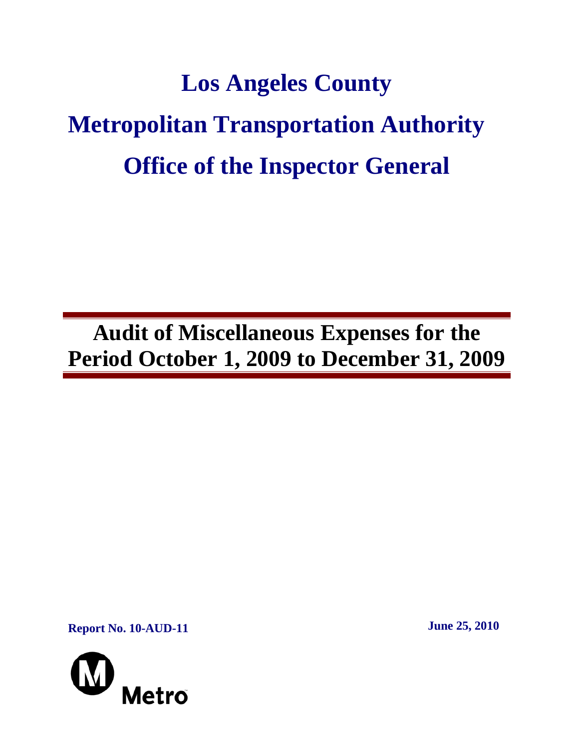# Los Angeles County

# Metropolitan Transportation Authority

# Office of the Inspector General

## Audit of Miscellaneous Expenses for the Period October 1, 2009 to December 31, 2009

**Report No. 10-AUD-11**

**June 25, 2010**

Metro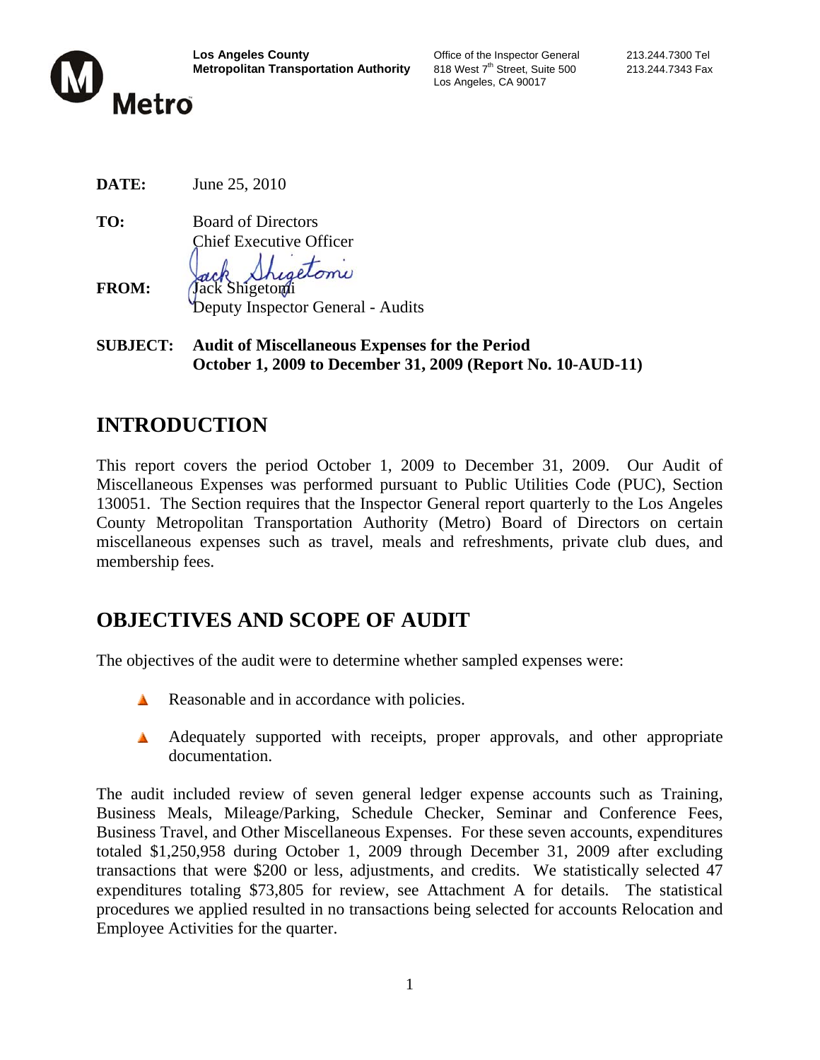**Los Angeles County**
**Metropolitan Transportation Authority**

Office of the Inspector General
818 West 7th Street, Suite 500
Los Angeles, CA 90017

213.244.7300 Tel
213.244.7343 Fax

Metro

**DATE:** June 25, 2010

**TO:** Board of Directors
Chief Executive Officer

**FROM:** Jack Shigetomi
Deputy Inspector General - Audits

**SUBJECT: Audit of Miscellaneous Expenses for the Period October 1, 2009 to December 31, 2009 (Report No. 10-AUD-11)**

## INTRODUCTION

This report covers the period October 1, 2009 to December 31, 2009. Our Audit of Miscellaneous Expenses was performed pursuant to Public Utilities Code (PUC), Section 130051. The Section requires that the Inspector General report quarterly to the Los Angeles County Metropolitan Transportation Authority (Metro) Board of Directors on certain miscellaneous expenses such as travel, meals and refreshments, private club dues, and membership fees.

## OBJECTIVES AND SCOPE OF AUDIT

The objectives of the audit were to determine whether sampled expenses were:

- Reasonable and in accordance with policies.
- Adequately supported with receipts, proper approvals, and other appropriate documentation.

The audit included review of seven general ledger expense accounts such as Training, Business Meals, Mileage/Parking, Schedule Checker, Seminar and Conference Fees, Business Travel, and Other Miscellaneous Expenses. For these seven accounts, expenditures totaled $1,250,958 during October 1, 2009 through December 31, 2009 after excluding transactions that were $200 or less, adjustments, and credits. We statistically selected 47 expenditures totaling $73,805 for review, see Attachment A for details. The statistical procedures we applied resulted in no transactions being selected for accounts Relocation and Employee Activities for the quarter.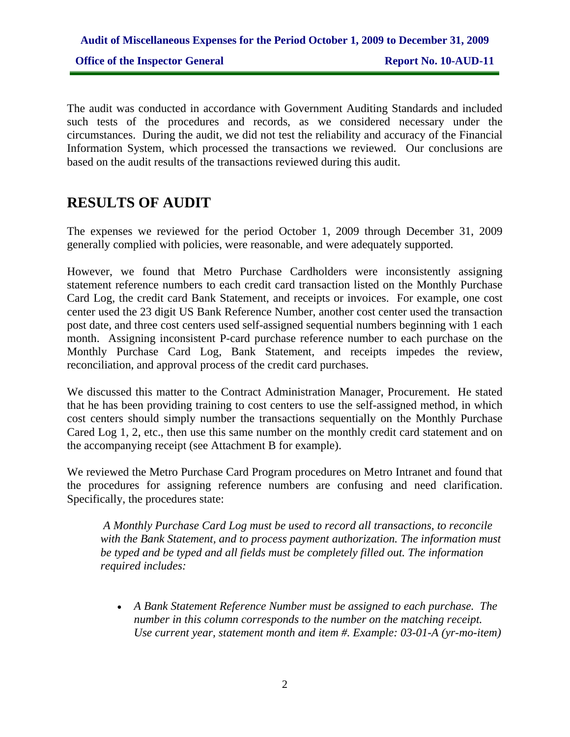The audit was conducted in accordance with Government Auditing Standards and included such tests of the procedures and records, as we considered necessary under the circumstances. During the audit, we did not test the reliability and accuracy of the Financial Information System, which processed the transactions we reviewed. Our conclusions are based on the audit results of the transactions reviewed during this audit.

## RESULTS OF AUDIT

The expenses we reviewed for the period October 1, 2009 through December 31, 2009 generally complied with policies, were reasonable, and were adequately supported.

However, we found that Metro Purchase Cardholders were inconsistently assigning statement reference numbers to each credit card transaction listed on the Monthly Purchase Card Log, the credit card Bank Statement, and receipts or invoices. For example, one cost center used the 23 digit US Bank Reference Number, another cost center used the transaction post date, and three cost centers used self-assigned sequential numbers beginning with 1 each month. Assigning inconsistent P-card purchase reference number to each purchase on the Monthly Purchase Card Log, Bank Statement, and receipts impedes the review, reconciliation, and approval process of the credit card purchases.

We discussed this matter to the Contract Administration Manager, Procurement. He stated that he has been providing training to cost centers to use the self-assigned method, in which cost centers should simply number the transactions sequentially on the Monthly Purchase Cared Log 1, 2, etc., then use this same number on the monthly credit card statement and on the accompanying receipt (see Attachment B for example).

We reviewed the Metro Purchase Card Program procedures on Metro Intranet and found that the procedures for assigning reference numbers are confusing and need clarification. Specifically, the procedures state:

> *A Monthly Purchase Card Log must be used to record all transactions, to reconcile with the Bank Statement, and to process payment authorization. The information must be typed and be typed and all fields must be completely filled out. The information required includes:*
>
> - *A Bank Statement Reference Number must be assigned to each purchase. The number in this column corresponds to the number on the matching receipt. Use current year, statement month and item #. Example: 03-01-A (yr-mo-item)*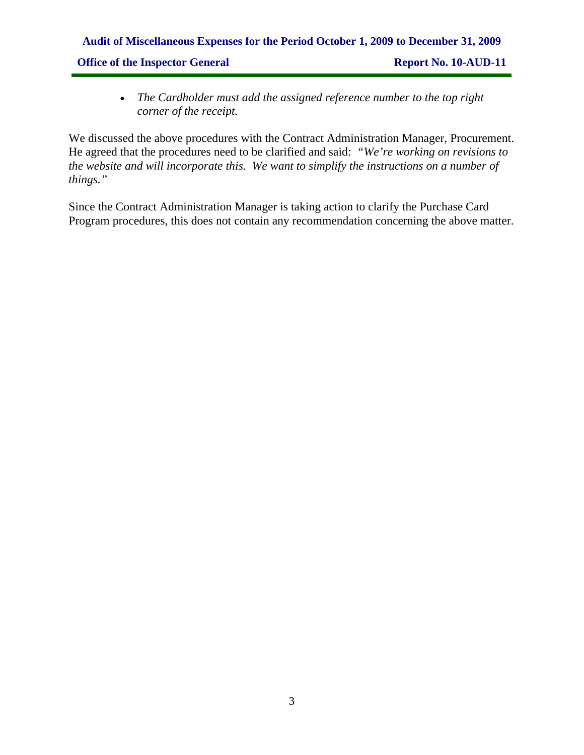- *The Cardholder must add the assigned reference number to the top right corner of the receipt.*

We discussed the above procedures with the Contract Administration Manager, Procurement. He agreed that the procedures need to be clarified and said: *"We're working on revisions to the website and will incorporate this. We want to simplify the instructions on a number of things."*

Since the Contract Administration Manager is taking action to clarify the Purchase Card Program procedures, this does not contain any recommendation concerning the above matter.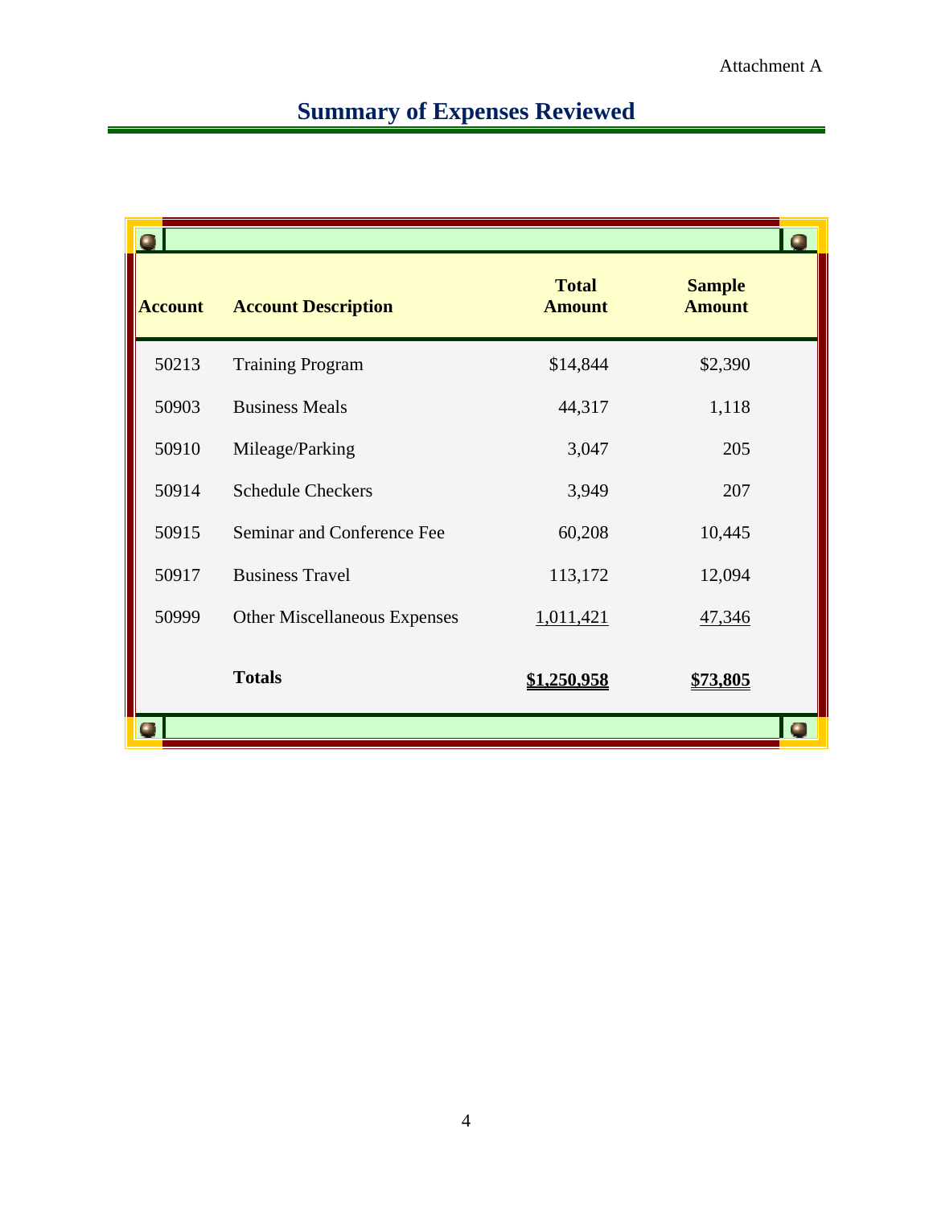Attachment A

# Summary of Expenses Reviewed

| Account | Account Description | Total Amount | Sample Amount |
|---|---|---|---|
| 50213 | Training Program | $14,844 | $2,390 |
| 50903 | Business Meals | 44,317 | 1,118 |
| 50910 | Mileage/Parking | 3,047 | 205 |
| 50914 | Schedule Checkers | 3,949 | 207 |
| 50915 | Seminar and Conference Fee | 60,208 | 10,445 |
| 50917 | Business Travel | 113,172 | 12,094 |
| 50999 | Other Miscellaneous Expenses | 1,011,421 | 47,346 |
| | **Totals** | **$1,250,958** | **$73,805** |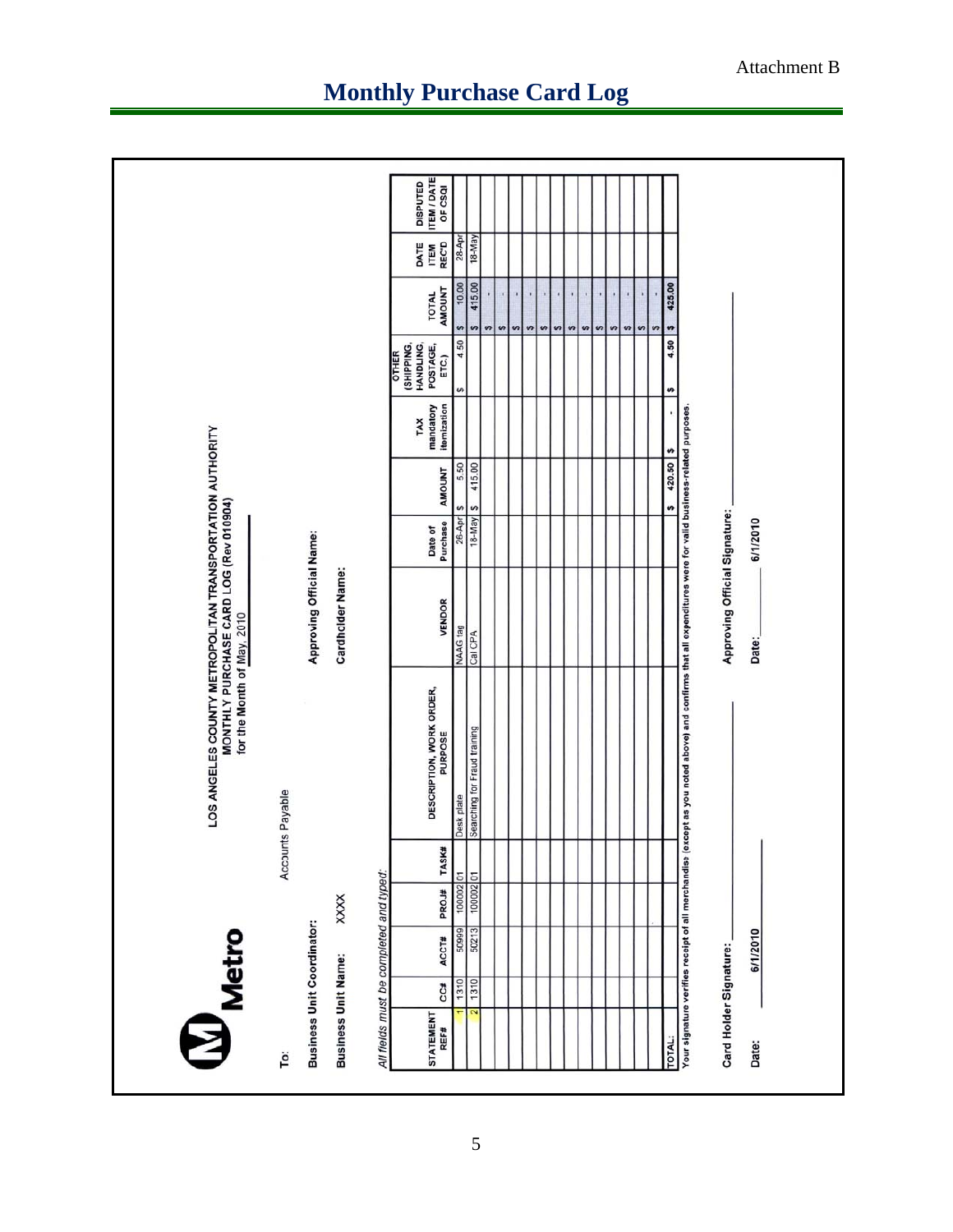Attachment B

# Monthly Purchase Card Log

**Metro**

**LOS ANGELES COUNTY METROPOLITAN TRANSPORTATION AUTHORITY**
**MONTHLY PURCHASE CARD LOG (Rev 010904)**
**for the Month of May, 2010**

**To:** Accounts Payable

**Business Unit Coordinator:**

**Approving Official Name:**

**Business Unit Name:** XXXX

**Cardholder Name:**

*All fields must be completed and typed:*

| STATEMENT REF# | CC# | ACCT# | PROJ# | TASK# | DESCRIPTION, WORK ORDER, PURPOSE | VENDOR | Date of Purchase | AMOUNT | TAX mandatory itemization | OTHER (SHIPPING, HANDLING, POSTAGE, ETC.) | TOTAL AMOUNT | DATE ITEM REC'D | DISPUTED ITEM / DATE OF CSQI |
|---|---|---|---|---|---|---|---|---|---|---|---|---|---|
| 1 | 1310 | 50999 | 100002 | 01 | Desk plate | NAAG tag | 26-Apr | $ 5.50 | | $ 4.50 | $ 10.00 | 28-Apr | |
| 2 | 1310 | 50213 | 100002 | 01 | Searching for Fraud training | Cal CPA | 18-May | $ 415.00 | | | $ 415.00 | 18-May | |
| | | | | | | | | | | | $ - | | |
| | | | | | | | | | | | $ - | | |
| | | | | | | | | | | | $ - | | |
| | | | | | | | | | | | $ - | | |
| | | | | | | | | | | | $ - | | |
| | | | | | | | | | | | $ - | | |
| | | | | | | | | | | | $ - | | |
| | | | | | | | | | | | $ - | | |
| | | | | | | | | | | | $ - | | |
| | | | | | | | | | | | $ - | | |
| | | | | | | | | | | | $ - | | |
| TOTAL: | | | | | | | | $ 420.50 | $ - | $ 4.50 | $ 425.00 | | |

Your signature verifies receipt of all merchandise (except as you noted above) and confirms that all expenditures were for valid business-related purposes.

**Card Holder Signature:** ____________________ **Approving Official Signature:** ____________________

**Date:** 6/1/2010 **Date:** 6/1/2010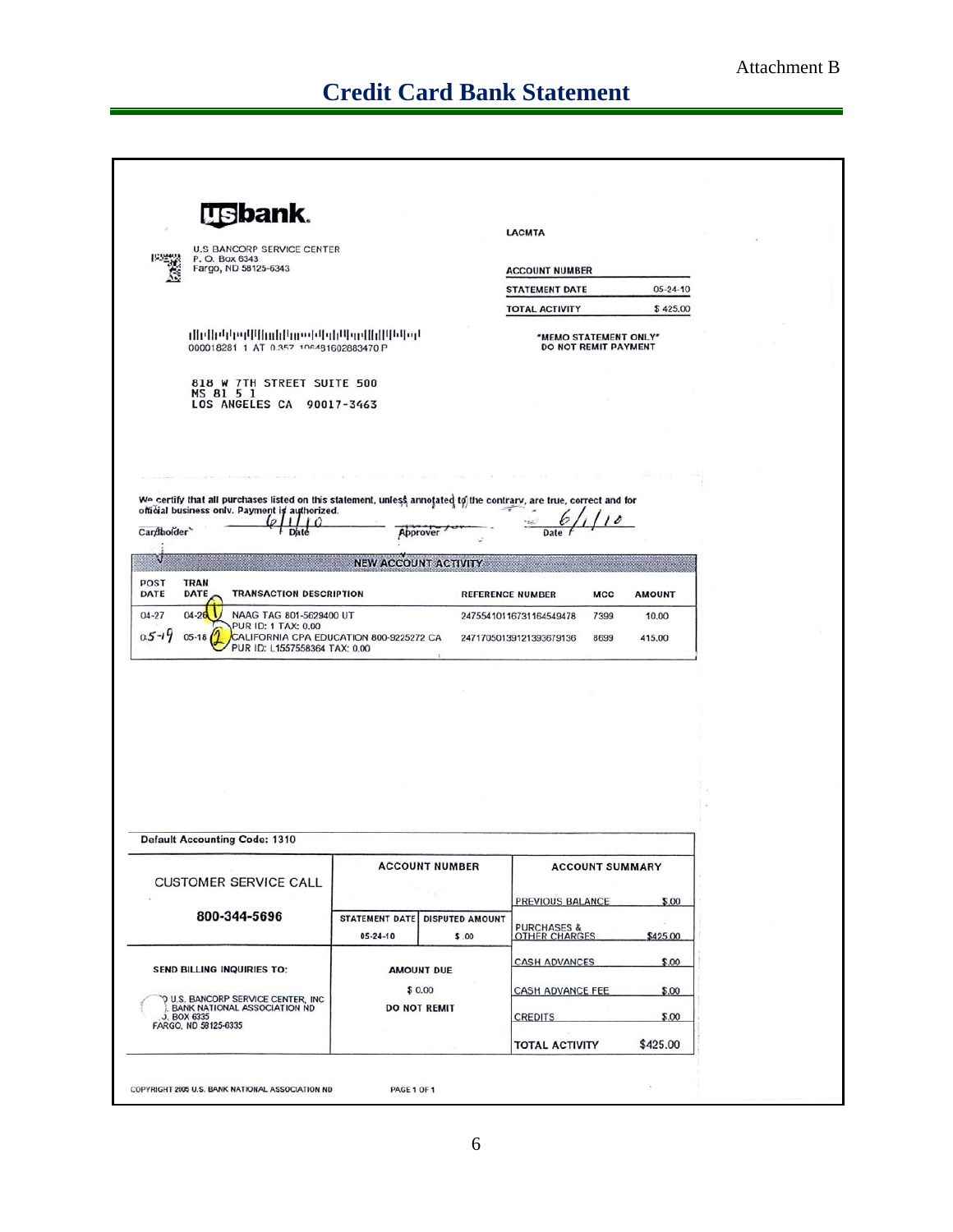Attachment B

# Credit Card Bank Statement

**usbank.**

U.S BANCORP SERVICE CENTER
P. O. Box 6343
Fargo, ND 58125-6343

LACMTA

| ACCOUNT NUMBER | |
|---|---|
| STATEMENT DATE | 05-24-10 |
| TOTAL ACTIVITY | $ 425.00 |

"MEMO STATEMENT ONLY"
DO NOT REMIT PAYMENT

000018281 1 AT 0.357 106481602883470 P

818 W 7TH STREET SUITE 500
MS 81 5 1
LOS ANGELES CA 90017-3463

We certify that all purchases listed on this statement, unless annotated to the contrary, are true, correct and for official business only. Payment is authorized.

Cardholder ______ 6/1/10 Date ______ Approver ______ 6/1/10 Date

**NEW ACCOUNT ACTIVITY**

| POST DATE | TRAN DATE | TRANSACTION DESCRIPTION | REFERENCE NUMBER | MCC | AMOUNT |
|---|---|---|---|---|---|
| 04-27 | 04-26 (1) | NAAG TAG 801-5629400 UT PUR ID: 1 TAX: 0.00 | 24755410116731164549478 | 7399 | 10.00 |
| 05-19 | 05-18 (2) | CALIFORNIA CPA EDUCATION 800-9225272 CA PUR ID: L1557558364 TAX: 0.00 | 24717050139121393679136 | 8699 | 415.00 |

Default Accounting Code: 1310

| CUSTOMER SERVICE CALL | ACCOUNT NUMBER | | ACCOUNT SUMMARY | |
|---|---|---|---|---|
| | | | PREVIOUS BALANCE | $.00 |
| 800-344-5696 | STATEMENT DATE | DISPUTED AMOUNT | | |
| | 05-24-10 | $ .00 | PURCHASES & OTHER CHARGES | $425.00 |
| SEND BILLING INQUIRIES TO: | AMOUNT DUE | | CASH ADVANCES | $.00 |
| U.S. BANCORP SERVICE CENTER, INC. BANK NATIONAL ASSOCIATION ND P.O. BOX 6335 FARGO, ND 58125-6335 | $ 0.00 | | CASH ADVANCE FEE | $.00 |
| | DO NOT REMIT | | CREDITS | $.00 |
| | | | TOTAL ACTIVITY | $425.00 |

COPYRIGHT 2005 U.S. BANK NATIONAL ASSOCIATION ND PAGE 1 OF 1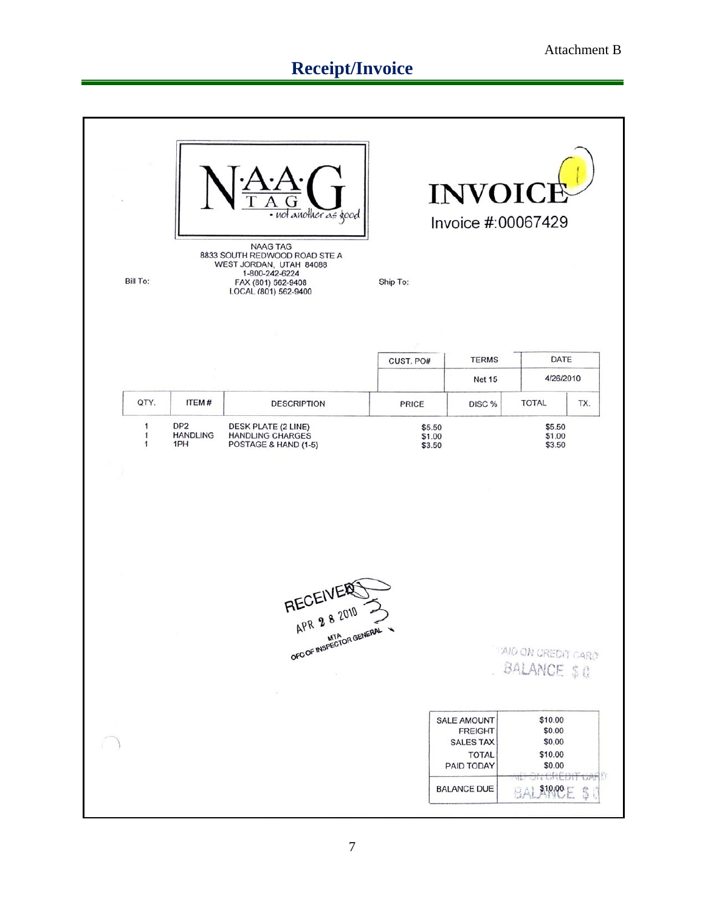Attachment B

# Receipt/Invoice

N·A·A·G
TAG
· not another as good

NAAG TAG
8833 SOUTH REDWOOD ROAD STE A
WEST JORDAN, UTAH 84088
1-800-242-6224
FAX (801) 562-9408
LOCAL (801) 562-9400

**INVOICE**

Invoice #:00067429

Bill To:

Ship To:

| CUST. PO# | TERMS | DATE |
|---|---|---|
| | Net 15 | 4/26/2010 |

| QTY. | ITEM # | DESCRIPTION | PRICE | DISC % | TOTAL | TX. |
|---|---|---|---|---|---|---|
| 1 | DP2 | DESK PLATE (2 LINE) | $5.50 | | $5.50 | |
| 1 | HANDLING | HANDLING CHARGES | $1.00 | | $1.00 | |
| 1 | 1PH | POSTAGE & HAND (1-5) | $3.50 | | $3.50 | |

RECEIVED
APR 28 2010
MTA
OFC OF INSPECTOR GENERAL

PAID ON CREDIT CARD
BALANCE $0

| | |
|---|---|
| SALE AMOUNT | $10.00 |
| FREIGHT | $0.00 |
| SALES TAX | $0.00 |
| TOTAL | $10.00 |
| PAID TODAY | $0.00 |
| BALANCE DUE | $10.00 |

PAID ON CREDIT CARD
BALANCE $0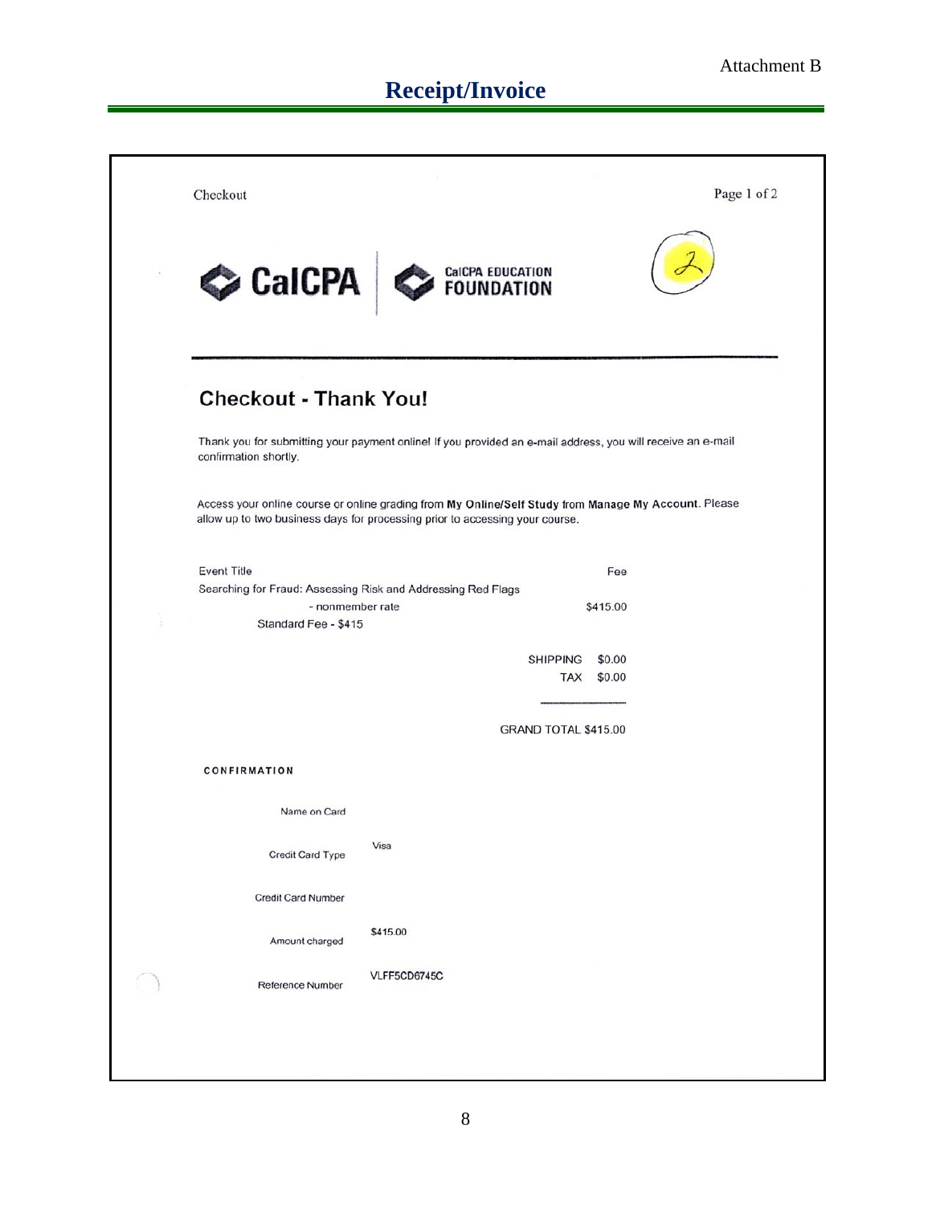Attachment B

# Receipt/Invoice

Checkout

Page 1 of 2

CalCPA | CalCPA EDUCATION FOUNDATION

2

## Checkout - Thank You!

Thank you for submitting your payment online! If you provided an e-mail address, you will receive an e-mail confirmation shortly.

Access your online course or online grading from **My Online/Self Study** from **Manage My Account**. Please allow up to two business days for processing prior to accessing your course.

| Event Title | Fee |
|---|---|
| Searching for Fraud: Assessing Risk and Addressing Red Flags - nonmember rate | $415.00 |
| Standard Fee - $415 | |
| SHIPPING | $0.00 |
| TAX | $0.00 |
| GRAND TOTAL | $415.00 |

**CONFIRMATION**

| | |
|---|---|
| Name on Card | |
| Credit Card Type | Visa |
| Credit Card Number | |
| Amount charged | $415.00 |
| Reference Number | VLFF5CD6745C |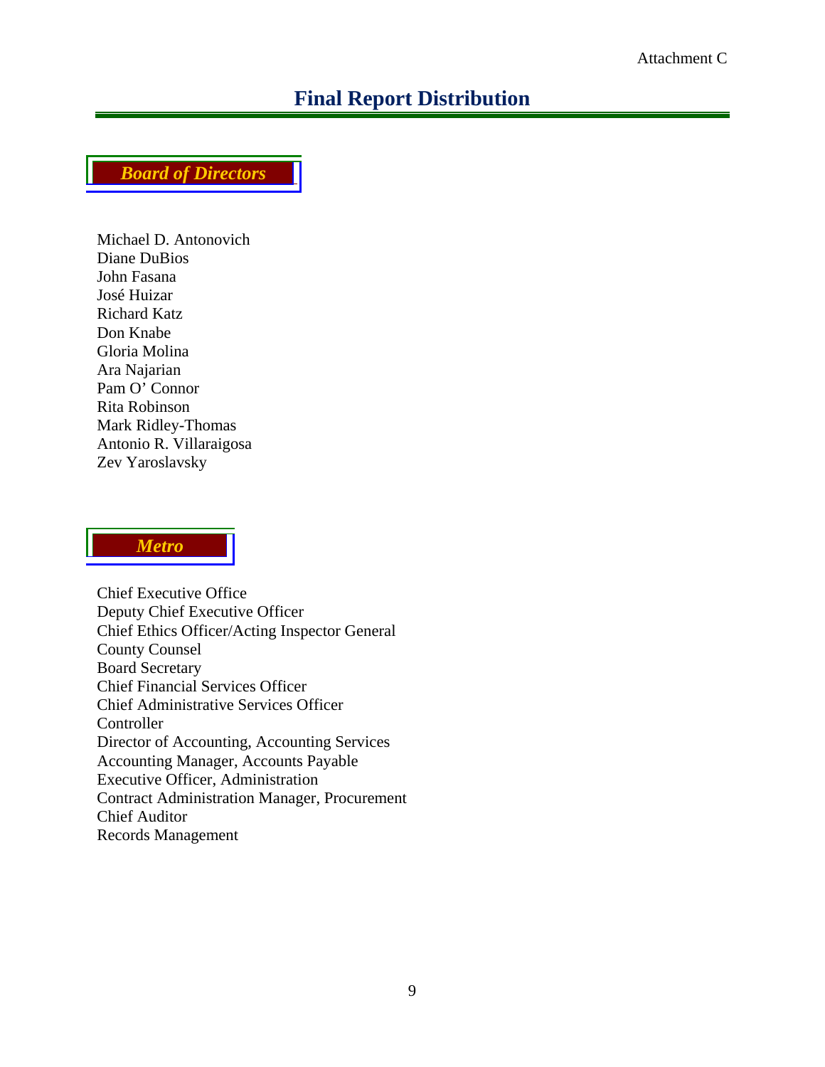Attachment C

# Final Report Distribution

## *Board of Directors*

Michael D. Antonovich
Diane DuBios
John Fasana
José Huizar
Richard Katz
Don Knabe
Gloria Molina
Ara Najarian
Pam O' Connor
Rita Robinson
Mark Ridley-Thomas
Antonio R. Villaraigosa
Zev Yaroslavsky

## *Metro*

Chief Executive Office
Deputy Chief Executive Officer
Chief Ethics Officer/Acting Inspector General
County Counsel
Board Secretary
Chief Financial Services Officer
Chief Administrative Services Officer
Controller
Director of Accounting, Accounting Services
Accounting Manager, Accounts Payable
Executive Officer, Administration
Contract Administration Manager, Procurement
Chief Auditor
Records Management